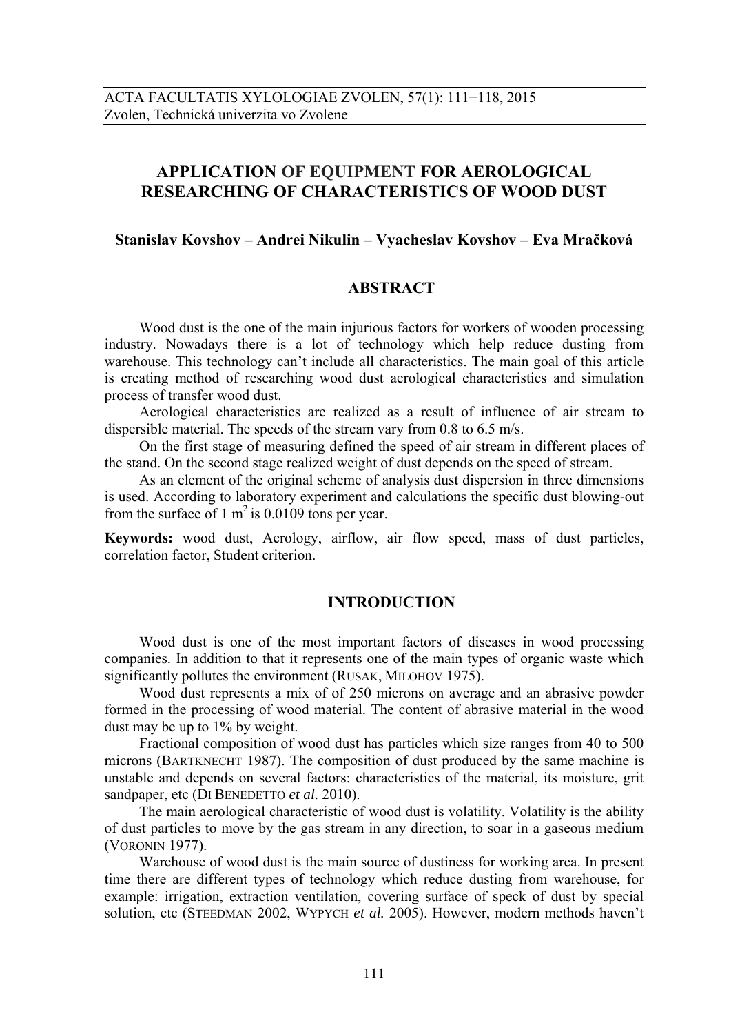# APPLICATION OF EQUIPMENT FOR AEROLOGICAL RESEARCHING OF CHARACTERISTICS OF WOOD DUST

**Stanislav Kovshov – Andrei Nikulin – Vyacheslav Kovshov – Eva Mračková**

## ABSTRACT

Wood dust is the one of the main injurious factors for workers of wooden processing industry. Nowadays there is a lot of technology which help reduce dusting from warehouse. This technology can't include all characteristics. The main goal of this article is creating method of researching wood dust aerological characteristics and simulation process of transfer wood dust.

Aerological characteristics are realized as a result of influence of air stream to dispersible material. The speeds of the stream vary from 0.8 to 6.5 m/s.

On the first stage of measuring defined the speed of air stream in different places of the stand. On the second stage realized weight of dust depends on the speed of stream.

As an element of the original scheme of analysis dust dispersion in three dimensions is used. According to laboratory experiment and calculations the specific dust blowing-out from the surface of 1 $m^2$ is 0.0109 tons per year.

**Keywords:** wood dust, Aerology, airflow, air flow speed, mass of dust particles, correlation factor, Student criterion.

## INTRODUCTION

Wood dust is one of the most important factors of diseases in wood processing companies. In addition to that it represents one of the main types of organic waste which significantly pollutes the environment (RUSAK, MILOHOV 1975).

Wood dust represents a mix of of 250 microns on average and an abrasive powder formed in the processing of wood material. The content of abrasive material in the wood dust may be up to 1% by weight.

Fractional composition of wood dust has particles which size ranges from 40 to 500 microns (BARTKNECHT 1987). The composition of dust produced by the same machine is unstable and depends on several factors: characteristics of the material, its moisture, grit sandpaper, etc (DI BENEDETTO *et al.* 2010).

The main aerological characteristic of wood dust is volatility. Volatility is the ability of dust particles to move by the gas stream in any direction, to soar in a gaseous medium (VORONIN 1977).

Warehouse of wood dust is the main source of dustiness for working area. In present time there are different types of technology which reduce dusting from warehouse, for example: irrigation, extraction ventilation, covering surface of speck of dust by special solution, etc (STEEDMAN 2002, WYPYCH *et al.* 2005). However, modern methods haven't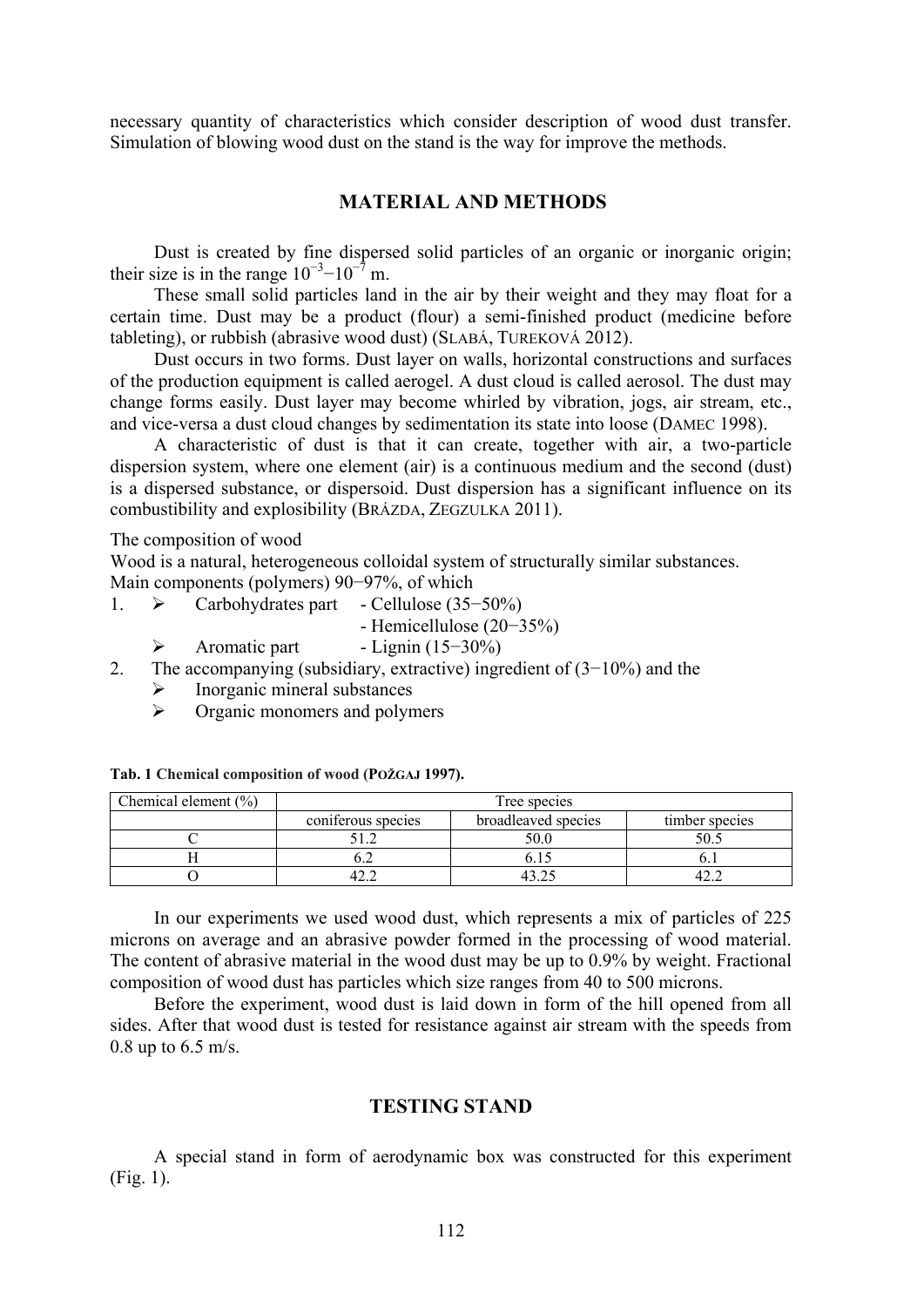necessary quantity of characteristics which consider description of wood dust transfer. Simulation of blowing wood dust on the stand is the way for improve the methods.

## MATERIAL AND METHODS

Dust is created by fine dispersed solid particles of an organic or inorganic origin; their size is in the range $10^{-3}-10^{-7}$ m.

These small solid particles land in the air by their weight and they may float for a certain time. Dust may be a product (flour) a semi-finished product (medicine before tableting), or rubbish (abrasive wood dust) (SLABÁ, TUREKOVÁ 2012).

Dust occurs in two forms. Dust layer on walls, horizontal constructions and surfaces of the production equipment is called aerogel. A dust cloud is called aerosol. The dust may change forms easily. Dust layer may become whirled by vibration, jogs, air stream, etc., and vice-versa a dust cloud changes by sedimentation its state into loose (DAMEC 1998).

A characteristic of dust is that it can create, together with air, a two-particle dispersion system, where one element (air) is a continuous medium and the second (dust) is a dispersed substance, or dispersoid. Dust dispersion has a significant influence on its combustibility and explosibility (BRÁZDA, ZEGZULKA 2011).

The composition of wood

Wood is a natural, heterogeneous colloidal system of structurally similar substances.

Main components (polymers) 90−97%, of which

1. ➢ Carbohydrates part - Cellulose (35−50%)
   - Hemicellulose (20−35%)
   
   ➢ Aromatic part - Lignin (15−30%)
2. The accompanying (subsidiary, extractive) ingredient of (3−10%) and the
   - ➢ Inorganic mineral substances
   - ➢ Organic monomers and polymers

**Tab. 1 Chemical composition of wood (POŽGAJ 1997).**

| Chemical element (%) | Tree species | | |
|---|---|---|---|
| | coniferous species | broadleaved species | timber species |
| C | 51.2 | 50.0 | 50.5 |
| H | 6.2 | 6.15 | 6.1 |
| O | 42.2 | 43.25 | 42.2 |

In our experiments we used wood dust, which represents a mix of particles of 225 microns on average and an abrasive powder formed in the processing of wood material. The content of abrasive material in the wood dust may be up to 0.9% by weight. Fractional composition of wood dust has particles which size ranges from 40 to 500 microns.

Before the experiment, wood dust is laid down in form of the hill opened from all sides. After that wood dust is tested for resistance against air stream with the speeds from 0.8 up to 6.5 m/s.

## TESTING STAND

A special stand in form of aerodynamic box was constructed for this experiment (Fig. 1).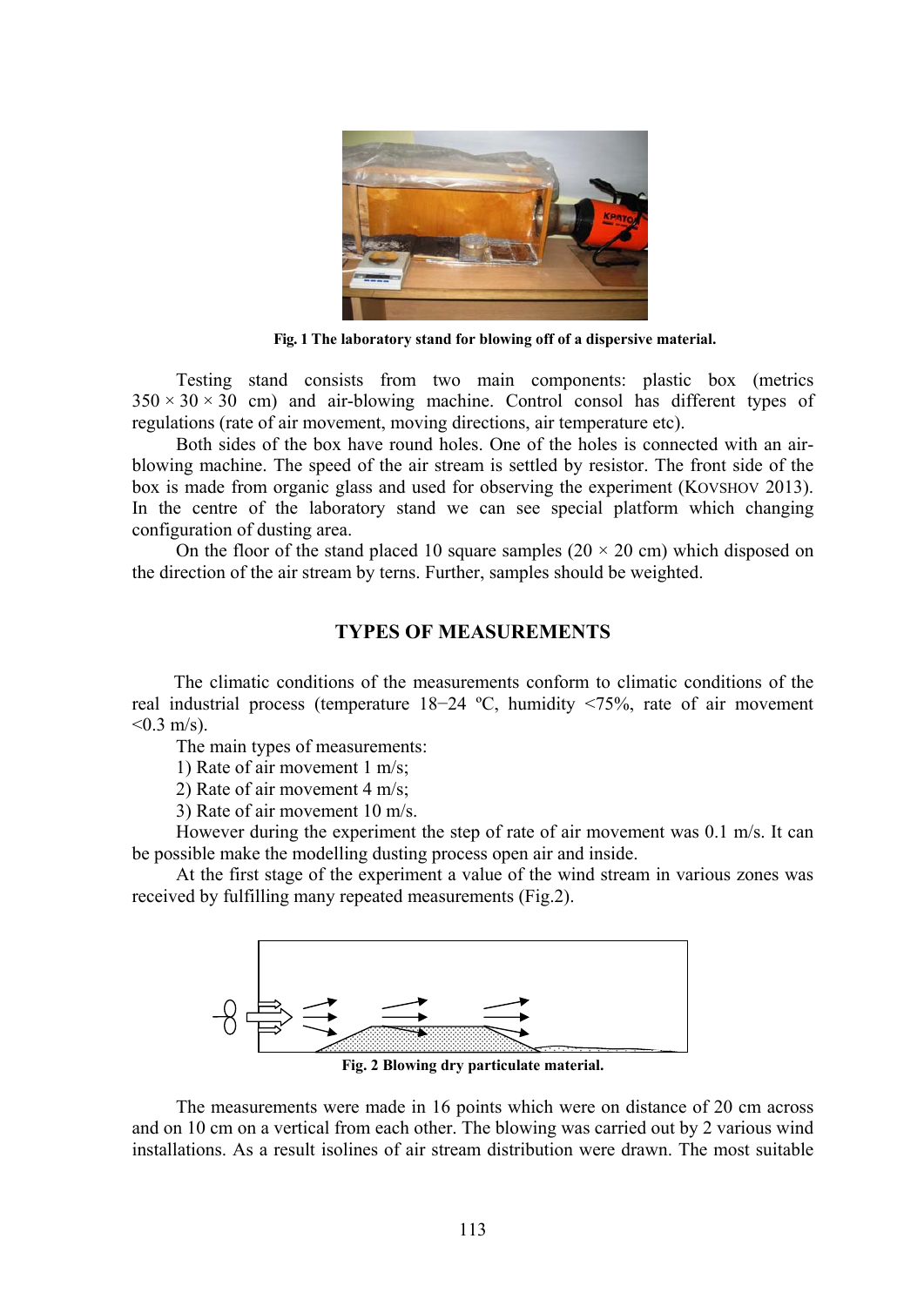Fig. 1 The laboratory stand for blowing off of a dispersive material.

Testing stand consists from two main components: plastic box (metrics 350 × 30 × 30 cm) and air-blowing machine. Control consol has different types of regulations (rate of air movement, moving directions, air temperature etc).

Both sides of the box have round holes. One of the holes is connected with an air-blowing machine. The speed of the air stream is settled by resistor. The front side of the box is made from organic glass and used for observing the experiment (KOVSHOV 2013). In the centre of the laboratory stand we can see special platform which changing configuration of dusting area.

On the floor of the stand placed 10 square samples (20 × 20 cm) which disposed on the direction of the air stream by terns. Further, samples should be weighted.

## TYPES OF MEASUREMENTS

The climatic conditions of the measurements conform to climatic conditions of the real industrial process (temperature 18−24 ºC, humidity <75%, rate of air movement <0.3 m/s).

The main types of measurements:

1) Rate of air movement 1 m/s;
2) Rate of air movement 4 m/s;
3) Rate of air movement 10 m/s.

However during the experiment the step of rate of air movement was 0.1 m/s. It can be possible make the modelling dusting process open air and inside.

At the first stage of the experiment a value of the wind stream in various zones was received by fulfilling many repeated measurements (Fig.2).

Fig. 2 Blowing dry particulate material.

The measurements were made in 16 points which were on distance of 20 cm across and on 10 cm on a vertical from each other. The blowing was carried out by 2 various wind installations. As a result isolines of air stream distribution were drawn. The most suitable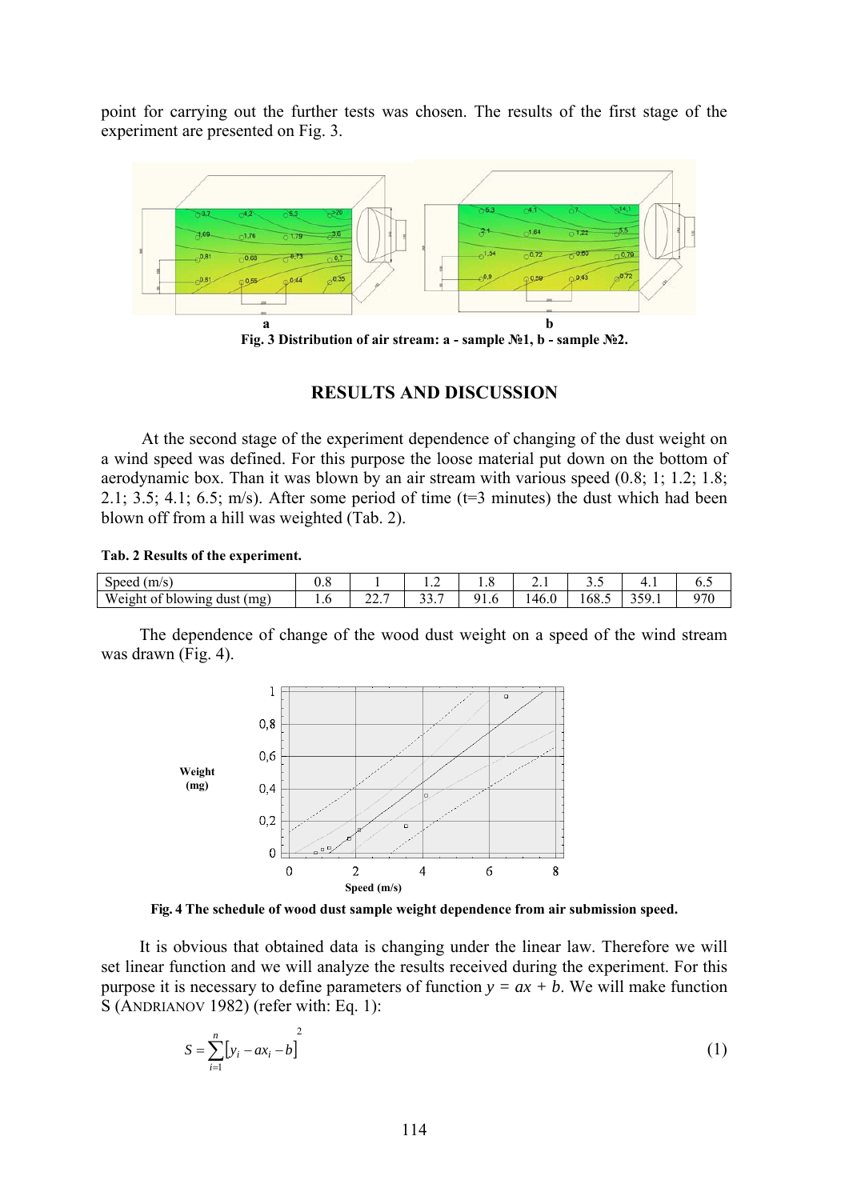point for carrying out the further tests was chosen. The results of the first stage of the experiment are presented on Fig. 3.

**Fig. 3 Distribution of air stream: a - sample №1, b - sample №2.**

## RESULTS AND DISCUSSION

At the second stage of the experiment dependence of changing of the dust weight on a wind speed was defined. For this purpose the loose material put down on the bottom of aerodynamic box. Than it was blown by an air stream with various speed (0.8; 1; 1.2; 1.8; 2.1; 3.5; 4.1; 6.5; m/s). After some period of time (t=3 minutes) the dust which had been blown off from a hill was weighted (Tab. 2).

**Tab. 2 Results of the experiment.**

| Speed (m/s) | 0.8 | 1 | 1.2 | 1.8 | 2.1 | 3.5 | 4.1 | 6.5 |
|---|---|---|---|---|---|---|---|---|
| Weight of blowing dust (mg) | 1.6 | 22.7 | 33.7 | 91.6 | 146.0 | 168.5 | 359.1 | 970 |

The dependence of change of the wood dust weight on a speed of the wind stream was drawn (Fig. 4).

**Fig. 4 The schedule of wood dust sample weight dependence from air submission speed.**

It is obvious that obtained data is changing under the linear law. Therefore we will set linear function and we will analyze the results received during the experiment. For this purpose it is necessary to define parameters of function $y = ax + b$. We will make function S (ANDRIANOV 1982) (refer with: Eq. 1):

$$S = \sum_{i=1}^{n} \left[ y_i - ax_i - b \right]^2 \tag{1}$$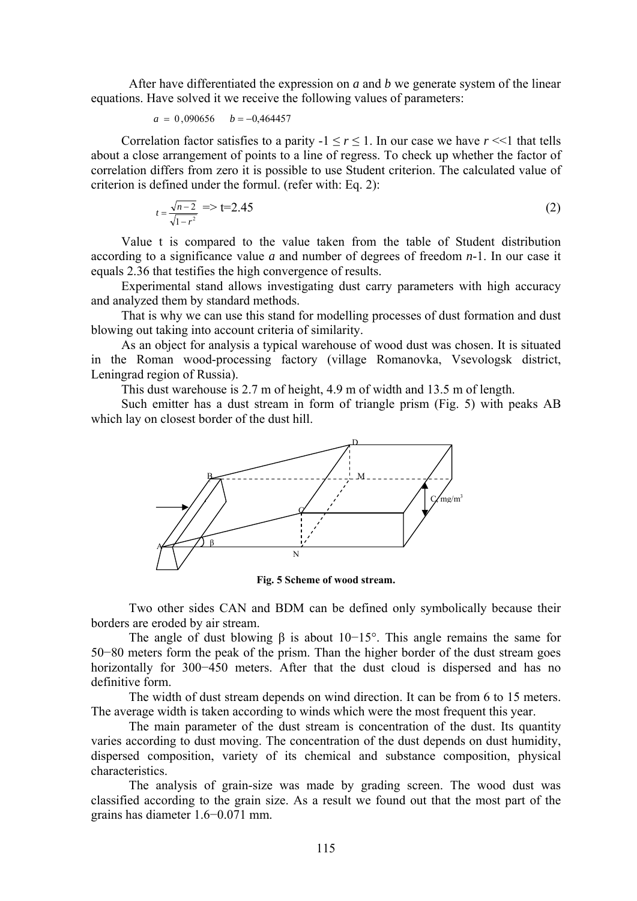After have differentiated the expression on *a* and *b* we generate system of the linear equations. Have solved it we receive the following values of parameters:

$$a = 0{,}090656 \quad b = -0{,}464457$$

Correlation factor satisfies to a parity $-1 \le r \le 1$. In our case we have $r \ll 1$ that tells about a close arrangement of points to a line of regess. To check up whether the factor of correlation differs from zero it is possible to use Student criterion. The calculated value of criterion is defined under the formul. (refer with: Eq. 2):

$$t = \frac{\sqrt{n-2}}{\sqrt{1-r^2}} \Rightarrow t = 2.45 \tag{2}$$

Value t is compared to the value taken from the table of Student distribution according to a significance value *a* and number of degrees of freedom *n*-1. In our case it equals 2.36 that testifies the high convergence of results.

Experimental stand allows investigating dust carry parameters with high accuracy and analyzed them by standard methods.

That is why we can use this stand for modelling processes of dust formation and dust blowing out taking into account criteria of similarity.

As an object for analysis a typical warehouse of wood dust was chosen. It is situated in the Roman wood-processing factory (village Romanovka, Vsevologsk district, Leningrad region of Russia).

This dust warehouse is 2.7 m of height, 4.9 m of width and 13.5 m of length.

Such emitter has a dust stream in form of triangle prism (Fig. 5) with peaks AB which lay on closest border of the dust hill.

**Fig. 5 Scheme of wood stream.**

Two other sides CAN and BDM can be defined only symbolically because their borders are eroded by air stream.

The angle of dust blowing β is about 10−15°. This angle remains the same for 50−80 meters form the peak of the prism. Than the higher border of the dust stream goes horizontally for 300−450 meters. After that the dust cloud is dispersed and has no definitive form.

The width of dust stream depends on wind direction. It can be from 6 to 15 meters. The average width is taken according to winds which were the most frequent this year.

The main parameter of the dust stream is concentration of the dust. Its quantity varies according to dust moving. The concentration of the dust depends on dust humidity, dispersed composition, variety of its chemical and substance composition, physical characteristics.

The analysis of grain-size was made by grading screen. The wood dust was classified according to the grain size. As a result we found out that the most part of the grains has diameter 1.6−0.071 mm.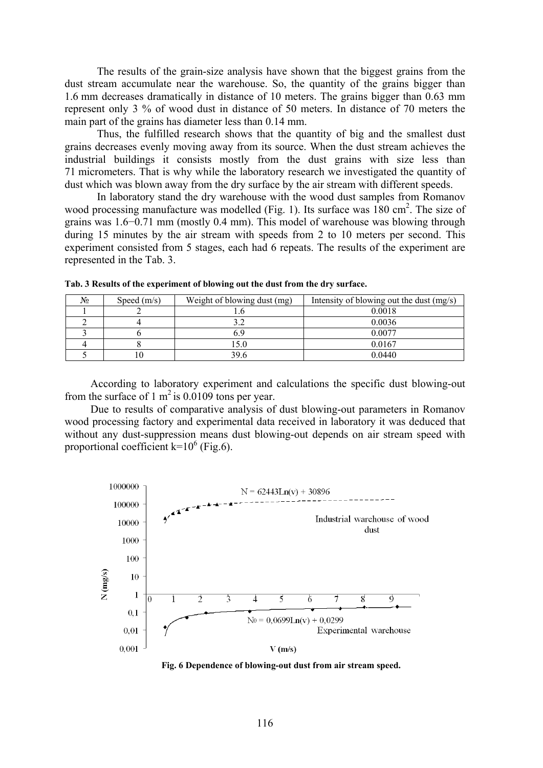The results of the grain-size analysis have shown that the biggest grains from the dust stream accumulate near the warehouse. So, the quantity of the grains bigger than 1.6 mm decreases dramatically in distance of 10 meters. The grains bigger than 0.63 mm represent only 3 % of wood dust in distance of 50 meters. In distance of 70 meters the main part of the grains has diameter less than 0.14 mm.

Thus, the fulfilled research shows that the quantity of big and the smallest dust grains decreases evenly moving away from its source. When the dust stream achieves the industrial buildings it consists mostly from the dust grains with size less than 71 micrometers. That is why while the laboratory research we investigated the quantity of dust which was blown away from the dry surface by the air stream with different speeds.

In laboratory stand the dry warehouse with the wood dust samples from Romanov wood processing manufacture was modelled (Fig. 1). Its surface was 180 cm$^2$. The size of grains was 1.6−0.71 mm (mostly 0.4 mm). This model of warehouse was blowing through during 15 minutes by the air stream with speeds from 2 to 10 meters per second. This experiment consisted from 5 stages, each had 6 repeats. The results of the experiment are represented in the Tab. 3.

**Tab. 3 Results of the experiment of blowing out the dust from the dry surface.**

| № | Speed (m/s) | Weight of blowing dust (mg) | Intensity of blowing out the dust (mg/s) |
|---|---|---|---|
| 1 | 2 | 1.6 | 0.0018 |
| 2 | 4 | 3.2 | 0.0036 |
| 3 | 6 | 6.9 | 0.0077 |
| 4 | 8 | 15.0 | 0.0167 |
| 5 | 10 | 39.6 | 0.0440 |

According to laboratory experiment and calculations the specific dust blowing-out from the surface of 1 m$^2$ is 0.0109 tons per year.

Due to results of comparative analysis of dust blowing-out parameters in Romanov wood processing factory and experimental data received in laboratory it was deduced that without any dust-suppression means dust blowing-out depends on air stream speed with proportional coefficient $k=10^6$ (Fig.6).

$N = 62443Ln(v) + 30896$ — Industrial warehouse of wood dust

$N_0 = 0,0699Ln(v) + 0,0299$ — Experimental warehouse

**Fig. 6 Dependence of blowing-out dust from air stream speed.**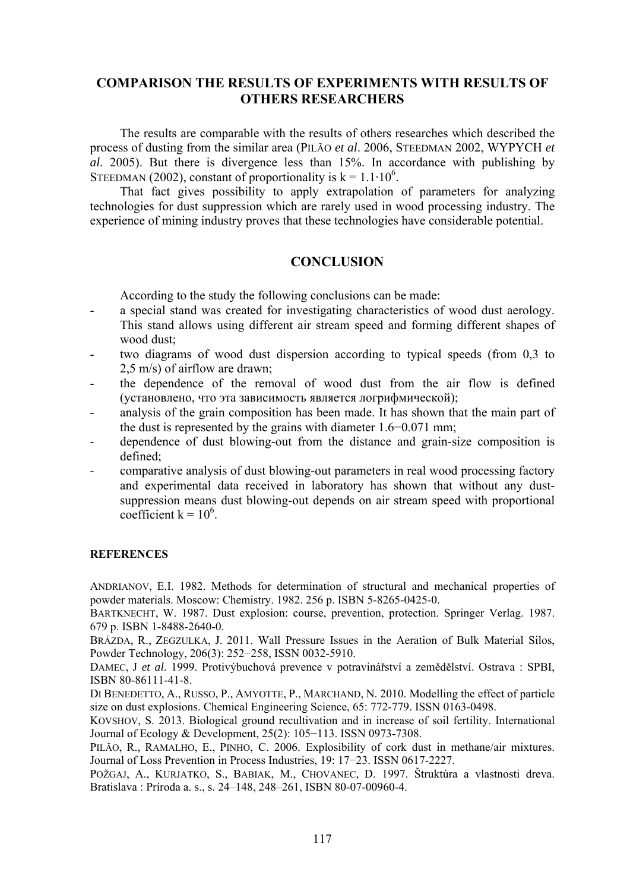## COMPARISON THE RESULTS OF EXPERIMENTS WITH RESULTS OF OTHERS RESEARCHERS

The results are comparable with the results of others researches which described the process of dusting from the similar area (PILÃO *et al*. 2006, STEEDMAN 2002, WYPYCH *et al*. 2005). But there is divergence less than 15%. In accordance with publishing by STEEDMAN (2002), constant of proportionality is $k = 1.1 \cdot 10^6$.

That fact gives possibility to apply extrapolation of parameters for analyzing technologies for dust suppression which are rarely used in wood processing industry. The experience of mining industry proves that these technologies have considerable potential.

## CONCLUSION

According to the study the following conclusions can be made:

- a special stand was created for investigating characteristics of wood dust aerology. This stand allows using different air stream speed and forming different shapes of wood dust;
- two diagrams of wood dust dispersion according to typical speeds (from 0,3 to 2,5 m/s) of airflow are drawn;
- the dependence of the removal of wood dust from the air flow is defined (установлено, что эта зависимость является логрифмической);
- analysis of the grain composition has been made. It has shown that the main part of the dust is represented by the grains with diameter 1.6−0.071 mm;
- dependence of dust blowing-out from the distance and grain-size composition is defined;
- comparative analysis of dust blowing-out parameters in real wood processing factory and experimental data received in laboratory has shown that without any dust-suppression means dust blowing-out depends on air stream speed with proportional coefficient $k = 10^6$.

### REFERENCES

ANDRIANOV, E.I. 1982. Methods for determination of structural and mechanical properties of powder materials. Moscow: Chemistry. 1982. 256 p. ISBN 5-8265-0425-0.

BARTKNECHT, W. 1987. Dust explosion: course, prevention, protection. Springer Verlag. 1987. 679 p. ISBN 1-8488-2640-0.

BRÁZDA, R., ZEGZULKA, J. 2011. Wall Pressure Issues in the Aeration of Bulk Material Silos, Powder Technology, 206(3): 252−258, ISSN 0032-5910.

DAMEC, J *et al*. 1999. Protivýbuchová prevence v potravinářství a zemědělství. Ostrava : SPBI, ISBN 80-86111-41-8.

DI BENEDETTO, A., RUSSO, P., AMYOTTE, P., MARCHAND, N. 2010. Modelling the effect of particle size on dust explosions. Chemical Engineering Science, 65: 772-779. ISSN 0163-0498.

KOVSHOV, S. 2013. Biological ground recultivation and in increase of soil fertility. International Journal of Ecology & Development, 25(2): 105−113. ISSN 0973-7308.

PILÃO, R., RAMALHO, E., PINHO, C. 2006. Explosibility of cork dust in methane/air mixtures. Journal of Loss Prevention in Process Industries, 19: 17−23. ISSN 0617-2227.

POŽGAJ, A., KURJATKO, S., BABIAK, M., CHOVANEC, D. 1997. Štruktúra a vlastnosti dreva. Bratislava : Príroda a. s., s. 24–148, 248–261, ISBN 80-07-00960-4.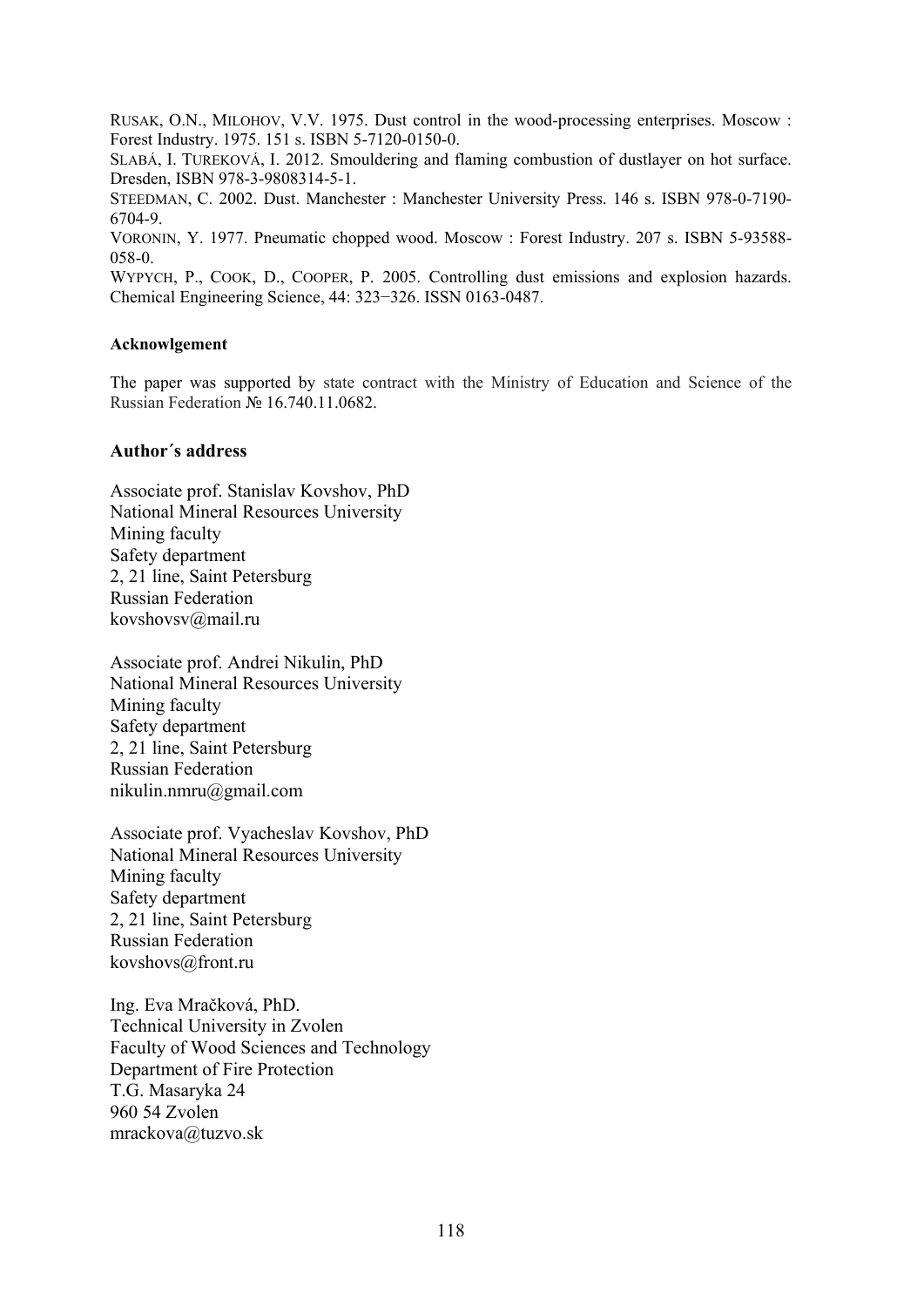RUSAK, O.N., MILOHOV, V.V. 1975. Dust control in the wood-processing enterprises. Moscow : Forest Industry. 1975. 151 s. ISBN 5-7120-0150-0.

SLABÁ, I. TUREKOVÁ, I. 2012. Smouldering and flaming combustion of dustlayer on hot surface. Dresden, ISBN 978-3-9808314-5-1.

STEEDMAN, C. 2002. Dust. Manchester : Manchester University Press. 146 s. ISBN 978-0-7190-6704-9.

VORONIN, Y. 1977. Pneumatic chopped wood. Moscow : Forest Industry. 207 s. ISBN 5-93588-058-0.

WYPYCH, P., COOK, D., COOPER, P. 2005. Controlling dust emissions and explosion hazards. Chemical Engineering Science, 44: 323−326. ISSN 0163-0487.

#### Acknowlgement

The paper was supported by state contract with the Ministry of Education and Science of the Russian Federation № 16.740.11.0682.

### Author´s address

Associate prof. Stanislav Kovshov, PhD
National Mineral Resources University
Mining faculty
Safety department
2, 21 line, Saint Petersburg
Russian Federation
kovshovsv@mail.ru

Associate prof. Andrei Nikulin, PhD
National Mineral Resources University
Mining faculty
Safety department
2, 21 line, Saint Petersburg
Russian Federation
nikulin.nmru@gmail.com

Associate prof. Vyacheslav Kovshov, PhD
National Mineral Resources University
Mining faculty
Safety department
2, 21 line, Saint Petersburg
Russian Federation
kovshovs@front.ru

Ing. Eva Mračková, PhD.
Technical University in Zvolen
Faculty of Wood Sciences and Technology
Department of Fire Protection
T.G. Masaryka 24
960 54 Zvolen
mrackova@tuzvo.sk